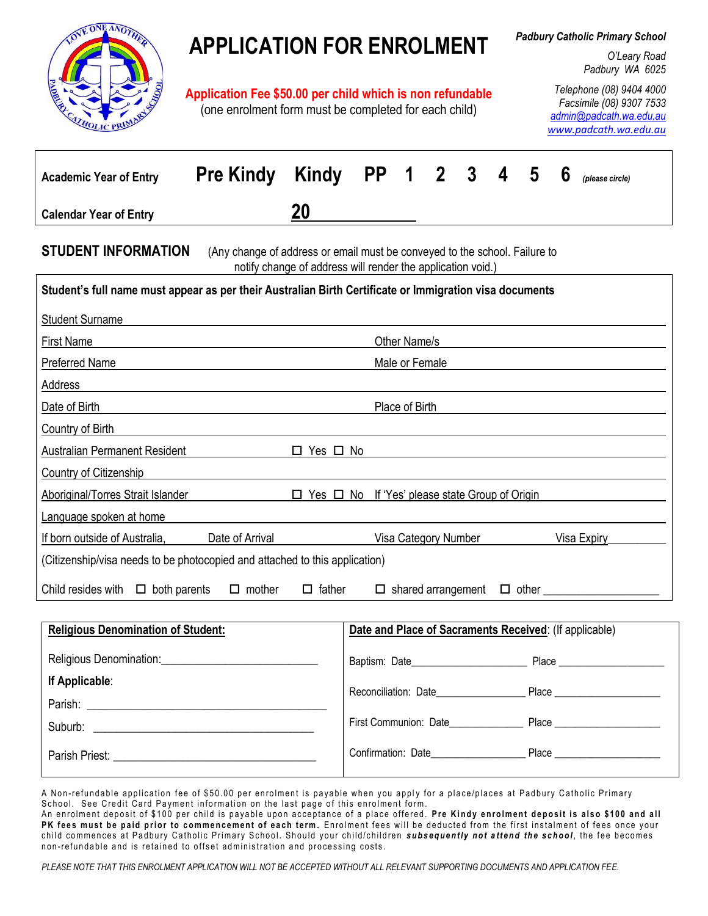# APPLICATION FOR ENROLMENT

**Application Fee $50.00 per child which is non refundable**
(one enrolment form must be completed for each child)

*Padbury Catholic Primary School*
*O'Leary Road*
*Padbury WA 6025*
*Telephone (08) 9404 4000*
*Facsimile (08) 9307 7533*
*admin@padcath.wa.edu.au*
*www.padcath.wa.edu.au*

**Academic Year of Entry** **Pre Kindy Kindy PP 1 2 3 4 5 6** *(please circle)*

**Calendar Year of Entry** **20**\_\_\_\_\_\_\_\_

## STUDENT INFORMATION

(Any change of address or email must be conveyed to the school. Failure to notify change of address will render the application void.)

**Student's full name must appear as per their Australian Birth Certificate or Immigration visa documents**

Student Surname \_\_\_\_\_\_\_\_\_\_\_\_\_\_\_\_\_\_\_\_\_\_\_\_\_\_\_\_\_\_\_\_\_\_\_\_\_\_\_\_

First Name \_\_\_\_\_\_\_\_\_\_\_\_\_\_\_\_\_\_\_\_ Other Name/s \_\_\_\_\_\_\_\_\_\_\_\_\_\_\_\_\_\_\_\_

Preferred Name \_\_\_\_\_\_\_\_\_\_\_\_\_\_\_\_\_\_\_\_ Male or Female \_\_\_\_\_\_\_\_\_\_\_\_\_\_\_\_\_\_\_\_

Address \_\_\_\_\_\_\_\_\_\_\_\_\_\_\_\_\_\_\_\_\_\_\_\_\_\_\_\_\_\_\_\_\_\_\_\_\_\_\_\_

Date of Birth \_\_\_\_\_\_\_\_\_\_\_\_\_\_\_\_\_\_\_\_ Place of Birth \_\_\_\_\_\_\_\_\_\_\_\_\_\_\_\_\_\_\_\_

Country of Birth \_\_\_\_\_\_\_\_\_\_\_\_\_\_\_\_\_\_\_\_\_\_\_\_\_\_\_\_\_\_\_\_\_\_\_\_\_\_\_\_

Australian Permanent Resident ☐ Yes ☐ No

Country of Citizenship \_\_\_\_\_\_\_\_\_\_\_\_\_\_\_\_\_\_\_\_\_\_\_\_\_\_\_\_\_\_\_\_\_\_\_\_\_\_\_\_

Aboriginal/Torres Strait Islander ☐ Yes ☐ No If 'Yes' please state Group of Origin \_\_\_\_\_\_\_\_\_\_\_\_\_\_\_\_\_\_\_\_

Language spoken at home \_\_\_\_\_\_\_\_\_\_\_\_\_\_\_\_\_\_\_\_\_\_\_\_\_\_\_\_\_\_\_\_\_\_\_\_\_\_\_\_

If born outside of Australia, Date of Arrival \_\_\_\_\_\_\_\_\_\_ Visa Category Number \_\_\_\_\_\_\_\_\_\_ Visa Expiry \_\_\_\_\_\_\_\_\_\_

(Citizenship/visa needs to be photocopied and attached to this application)

Child resides with ☐ both parents ☐ mother ☐ father ☐ shared arrangement ☐ other \_\_\_\_\_\_\_\_\_\_\_\_\_\_\_\_\_\_\_\_

| **Religious Denomination of Student:** | **Date and Place of Sacraments Received**: (If applicable) |
|---|---|
| Religious Denomination: \_\_\_\_\_\_\_\_\_\_\_\_\_\_\_\_\_\_\_\_ | Baptism: Date\_\_\_\_\_\_\_\_\_\_\_\_\_\_\_\_ Place \_\_\_\_\_\_\_\_\_\_\_\_\_\_\_\_ |
| **If Applicable**: | Reconciliation: Date\_\_\_\_\_\_\_\_\_\_\_\_\_\_\_\_ Place \_\_\_\_\_\_\_\_\_\_\_\_\_\_\_\_ |
| Parish: \_\_\_\_\_\_\_\_\_\_\_\_\_\_\_\_\_\_\_\_ | First Communion: Date\_\_\_\_\_\_\_\_\_\_\_\_\_\_\_\_ Place \_\_\_\_\_\_\_\_\_\_\_\_\_\_\_\_ |
| Suburb: \_\_\_\_\_\_\_\_\_\_\_\_\_\_\_\_\_\_\_\_ | Confirmation: Date\_\_\_\_\_\_\_\_\_\_\_\_\_\_\_\_ Place \_\_\_\_\_\_\_\_\_\_\_\_\_\_\_\_ |
| Parish Priest: \_\_\_\_\_\_\_\_\_\_\_\_\_\_\_\_\_\_\_\_ | |

A Non-refundable application fee of $50.00 per enrolment is payable when you apply for a place/places at Padbury Catholic Primary School. See Credit Card Payment information on the last page of this enrolment form.
An enrolment deposit of $100 per child is payable upon acceptance of a place offered. **Pre Kindy enrolment deposit is also $100 and all PK fees must be paid prior to commencement of each term.** Enrolment fees will be deducted from the first instalment of fees once your child commences at Padbury Catholic Primary School. Should your child/children ***subsequently not attend the school***, the fee becomes non-refundable and is retained to offset administration and processing costs.

*PLEASE NOTE THAT THIS ENROLMENT APPLICATION WILL NOT BE ACCEPTED WITHOUT ALL RELEVANT SUPPORTING DOCUMENTS AND APPLICATION FEE.*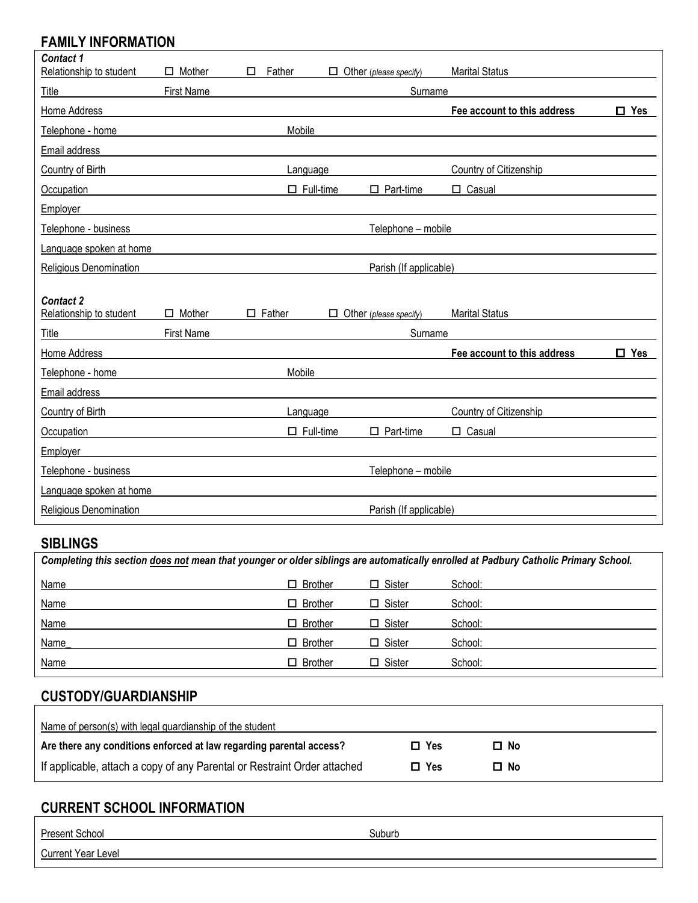## FAMILY INFORMATION

***Contact 1***

Relationship to student ☐ Mother ☐ Father ☐ Other (*please specify*) Marital Status

Title First Name Surname

Home Address **Fee account to this address ☐ Yes**

Telephone - home Mobile

Email address

Country of Birth Language Country of Citizenship

Occupation ☐ Full-time ☐ Part-time ☐ Casual

Employer

Telephone - business Telephone – mobile

Language spoken at home

Religious Denomination Parish (If applicable)

***Contact 2***

Relationship to student ☐ Mother ☐ Father ☐ Other (*please specify*) Marital Status

Title First Name Surname

Home Address **Fee account to this address ☐ Yes**

Telephone - home Mobile

Email address

Country of Birth Language Country of Citizenship

Occupation ☐ Full-time ☐ Part-time ☐ Casual

Employer

Telephone - business Telephone – mobile

Language spoken at home

Religious Denomination Parish (If applicable)

## SIBLINGS

***Completing this section does not mean that younger or older siblings are automatically enrolled at Padbury Catholic Primary School.***

Name ☐ Brother ☐ Sister School:

Name ☐ Brother ☐ Sister School:

Name ☐ Brother ☐ Sister School:

Name_ ☐ Brother ☐ Sister School:

Name ☐ Brother ☐ Sister School:

## CUSTODY/GUARDIANSHIP

Name of person(s) with legal guardianship of the student

**Are there any conditions enforced at law regarding parental access? ☐ Yes ☐ No**

If applicable, attach a copy of any Parental or Restraint Order attached **☐ Yes ☐ No**

## CURRENT SCHOOL INFORMATION

Present School Suburb

Current Year Level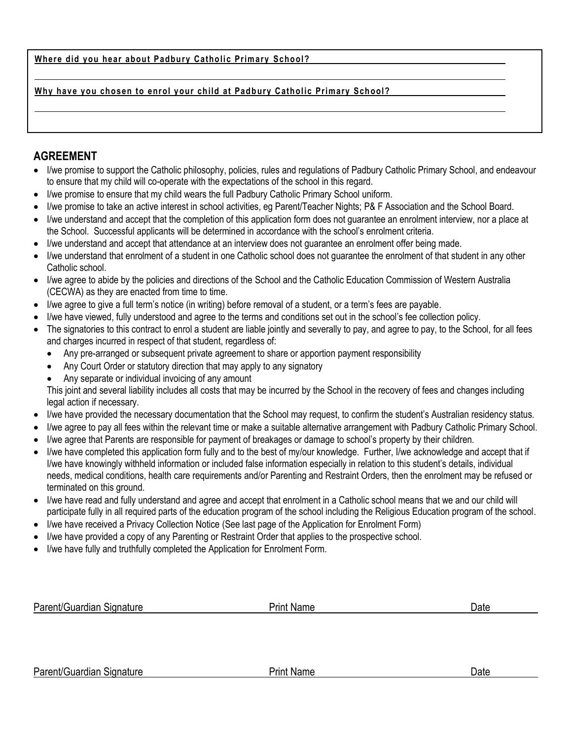**Where did you hear about Padbury Catholic Primary School?**

**Why have you chosen to enrol your child at Padbury Catholic Primary School?**

## AGREEMENT

- I/we promise to support the Catholic philosophy, policies, rules and regulations of Padbury Catholic Primary School, and endeavour to ensure that my child will co-operate with the expectations of the school in this regard.
- I/we promise to ensure that my child wears the full Padbury Catholic Primary School uniform.
- I/we promise to take an active interest in school activities, eg Parent/Teacher Nights; P& F Association and the School Board.
- I/we understand and accept that the completion of this application form does not guarantee an enrolment interview, nor a place at the School. Successful applicants will be determined in accordance with the school's enrolment criteria.
- I/we understand and accept that attendance at an interview does not guarantee an enrolment offer being made.
- I/we understand that enrolment of a student in one Catholic school does not guarantee the enrolment of that student in any other Catholic school.
- I/we agree to abide by the policies and directions of the School and the Catholic Education Commission of Western Australia (CECWA) as they are enacted from time to time.
- I/we agree to give a full term's notice (in writing) before removal of a student, or a term's fees are payable.
- I/we have viewed, fully understood and agree to the terms and conditions set out in the school's fee collection policy.
- The signatories to this contract to enrol a student are liable jointly and severally to pay, and agree to pay, to the School, for all fees and charges incurred in respect of that student, regardless of:
  - Any pre-arranged or subsequent private agreement to share or apportion payment responsibility
  - Any Court Order or statutory direction that may apply to any signatory
  - Any separate or individual invoicing of any amount

  This joint and several liability includes all costs that may be incurred by the School in the recovery of fees and changes including legal action if necessary.
- I/we have provided the necessary documentation that the School may request, to confirm the student's Australian residency status.
- I/we agree to pay all fees within the relevant time or make a suitable alternative arrangement with Padbury Catholic Primary School.
- I/we agree that Parents are responsible for payment of breakages or damage to school's property by their children.
- I/we have completed this application form fully and to the best of my/our knowledge. Further, I/we acknowledge and accept that if I/we have knowingly withheld information or included false information especially in relation to this student's details, individual needs, medical conditions, health care requirements and/or Parenting and Restraint Orders, then the enrolment may be refused or terminated on this ground.
- I/we have read and fully understand and agree and accept that enrolment in a Catholic school means that we and our child will participate fully in all required parts of the education program of the school including the Religious Education program of the school.
- I/we have received a Privacy Collection Notice (See last page of the Application for Enrolment Form)
- I/we have provided a copy of any Parenting or Restraint Order that applies to the prospective school.
- I/we have fully and truthfully completed the Application for Enrolment Form.

Parent/Guardian Signature Print Name Date

Parent/Guardian Signature Print Name Date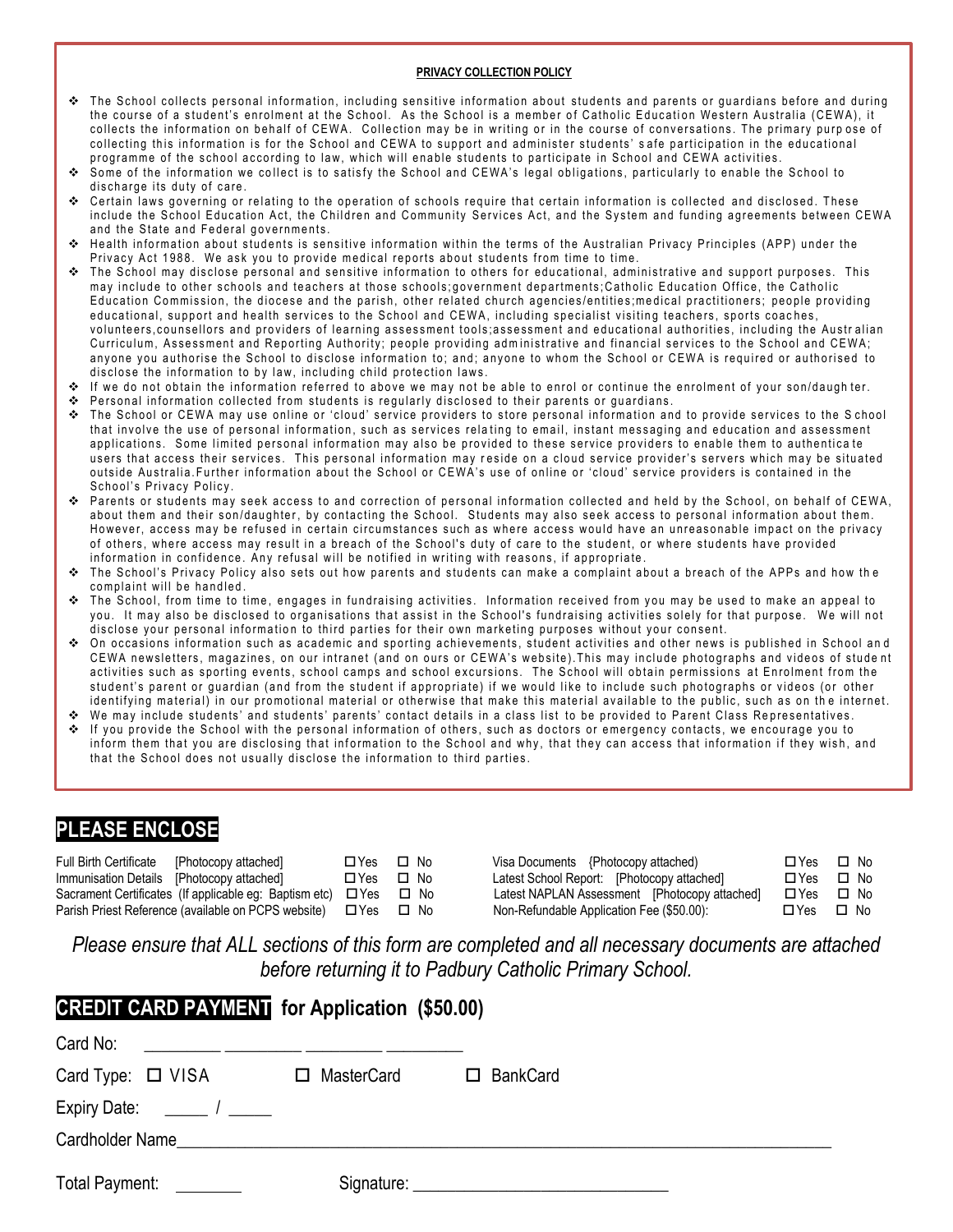**PRIVACY COLLECTION POLICY**

- The School collects personal information, including sensitive information about students and parents or guardians before and during the course of a student's enrolment at the School. As the School is a member of Catholic Education Western Australia (CEWA), it collects the information on behalf of CEWA. Collection may be in writing or in the course of conversations. The primary purpose of collecting this information is for the School and CEWA to support and administer students' safe participation in the educational programme of the school according to law, which will enable students to participate in School and CEWA activities.
- Some of the information we collect is to satisfy the School and CEWA's legal obligations, particularly to enable the School to discharge its duty of care.
- Certain laws governing or relating to the operation of schools require that certain information is collected and disclosed. These include the School Education Act, the Children and Community Services Act, and the System and funding agreements between CEWA and the State and Federal governments.
- Health information about students is sensitive information within the terms of the Australian Privacy Principles (APP) under the Privacy Act 1988. We ask you to provide medical reports about students from time to time.
- The School may disclose personal and sensitive information to others for educational, administrative and support purposes. This may include to other schools and teachers at those schools;government departments;Catholic Education Office, the Catholic Education Commission, the diocese and the parish, other related church agencies/entities;medical practitioners; people providing educational, support and health services to the School and CEWA, including specialist visiting teachers, sports coaches, volunteers,counsellors and providers of learning assessment tools;assessment and educational authorities, including the Australian Curriculum, Assessment and Reporting Authority; people providing administrative and financial services to the School and CEWA; anyone you authorise the School to disclose information to; and; anyone to whom the School or CEWA is required or authorised to disclose the information to by law, including child protection laws.
- If we do not obtain the information referred to above we may not be able to enrol or continue the enrolment of your son/daughter.
- Personal information collected from students is regularly disclosed to their parents or guardians.
- The School or CEWA may use online or 'cloud' service providers to store personal information and to provide services to the School that involve the use of personal information, such as services relating to email, instant messaging and education and assessment applications. Some limited personal information may also be provided to these service providers to enable them to authenticate users that access their services. This personal information may reside on a cloud service provider's servers which may be situated outside Australia.Further information about the School or CEWA's use of online or 'cloud' service providers is contained in the School's Privacy Policy.
- Parents or students may seek access to and correction of personal information collected and held by the School, on behalf of CEWA, about them and their son/daughter, by contacting the School. Students may also seek access to personal information about them. However, access may be refused in certain circumstances such as where access would have an unreasonable impact on the privacy of others, where access may result in a breach of the School's duty of care to the student, or where students have provided information in confidence. Any refusal will be notified in writing with reasons, if appropriate.
- The School's Privacy Policy also sets out how parents and students can make a complaint about a breach of the APPs and how the complaint will be handled.
- The School, from time to time, engages in fundraising activities. Information received from you may be used to make an appeal to you. It may also be disclosed to organisations that assist in the School's fundraising activities solely for that purpose. We will not disclose your personal information to third parties for their own marketing purposes without your consent.
- On occasions information such as academic and sporting achievements, student activities and other news is published in School and CEWA newsletters, magazines, on our intranet (and on ours or CEWA's website).This may include photographs and videos of student activities such as sporting events, school camps and school excursions. The School will obtain permissions at Enrolment from the student's parent or guardian (and from the student if appropriate) if we would like to include such photographs or videos (or other identifying material) in our promotional material or otherwise that make this material available to the public, such as on the internet.
- We may include students' and students' parents' contact details in a class list to be provided to Parent Class Representatives.
- If you provide the School with the personal information of others, such as doctors or emergency contacts, we encourage you to inform them that you are disclosing that information to the School and why, that they can access that information if they wish, and that the School does not usually disclose the information to third parties.

## PLEASE ENCLOSE

| | | | | | |
|---|---|---|---|---|---|
| Full Birth Certificate [Photocopy attached] | ☐ Yes | ☐ No | Visa Documents {Photocopy attached) | ☐ Yes | ☐ No |
| Immunisation Details [Photocopy attached] | ☐ Yes | ☐ No | Latest School Report: [Photocopy attached] | ☐ Yes | ☐ No |
| Sacrament Certificates (If applicable eg: Baptism etc) | ☐ Yes | ☐ No | Latest NAPLAN Assessment [Photocopy attached] | ☐ Yes | ☐ No |
| Parish Priest Reference (available on PCPS website) | ☐ Yes | ☐ No | Non-Refundable Application Fee ($50.00): | ☐ Yes | ☐ No |

*Please ensure that ALL sections of this form are completed and all necessary documents are attached before returning it to Padbury Catholic Primary School.*

## CREDIT CARD PAYMENT for Application ($50.00)

Card No: _________ _________ _________ _________

Card Type: ☐ VISA ☐ MasterCard ☐ BankCard

Expiry Date: _____ / _____

Cardholder Name_______________________________________________

Total Payment: _______ Signature: ____________________________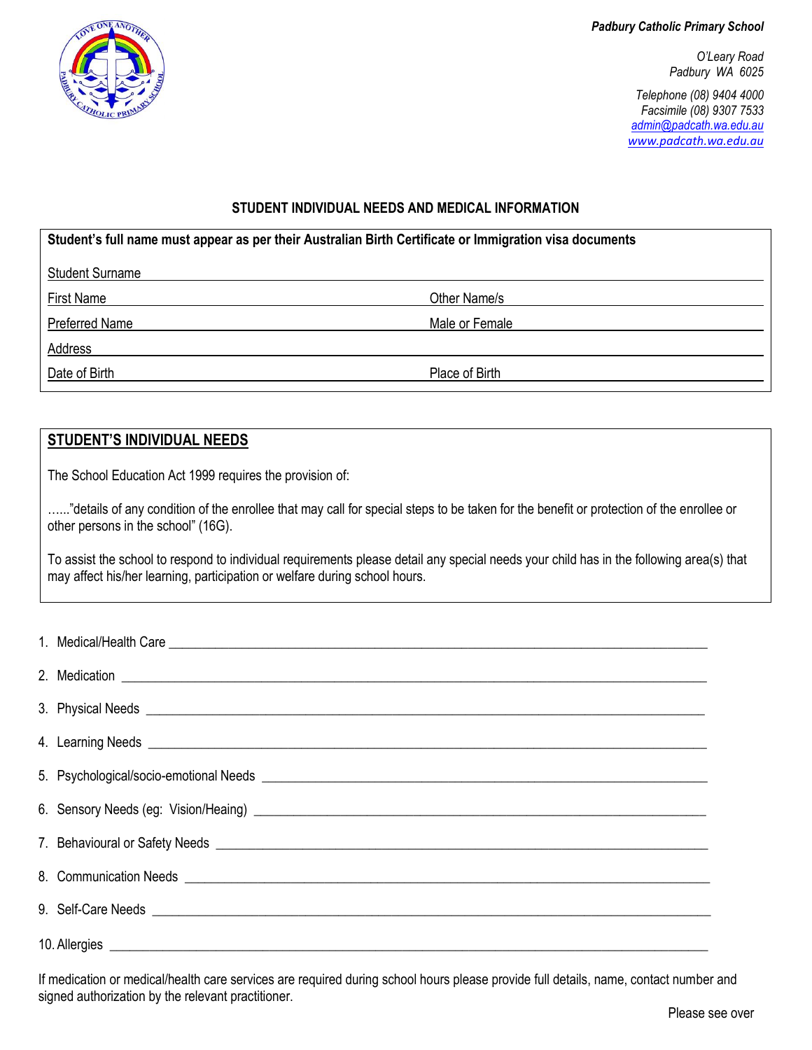*Padbury Catholic Primary School*

*O'Leary Road*
*Padbury WA 6025*

*Telephone (08) 9404 4000*
*Facsimile (08) 9307 7533*
*admin@padcath.wa.edu.au*
*www.padcath.wa.edu.au*

## STUDENT INDIVIDUAL NEEDS AND MEDICAL INFORMATION

**Student's full name must appear as per their Australian Birth Certificate or Immigration visa documents**

Student Surname ______________________________________________

First Name ______________________ Other Name/s ______________________

Preferred Name ______________________ Male or Female ______________________

Address ______________________________________________

Date of Birth ______________________ Place of Birth ______________________

## STUDENT'S INDIVIDUAL NEEDS

The School Education Act 1999 requires the provision of:

……"details of any condition of the enrollee that may call for special steps to be taken for the benefit or protection of the enrollee or other persons in the school" (16G).

To assist the school to respond to individual requirements please detail any special needs your child has in the following area(s) that may affect his/her learning, participation or welfare during school hours.

1. Medical/Health Care ______________________________________________
2. Medication ______________________________________________
3. Physical Needs ______________________________________________
4. Learning Needs ______________________________________________
5. Psychological/socio-emotional Needs ______________________________________________
6. Sensory Needs (eg: Vision/Heaing) ______________________________________________
7. Behavioural or Safety Needs ______________________________________________
8. Communication Needs ______________________________________________
9. Self-Care Needs ______________________________________________
10. Allergies ______________________________________________

If medication or medical/health care services are required during school hours please provide full details, name, contact number and signed authorization by the relevant practitioner.

Please see over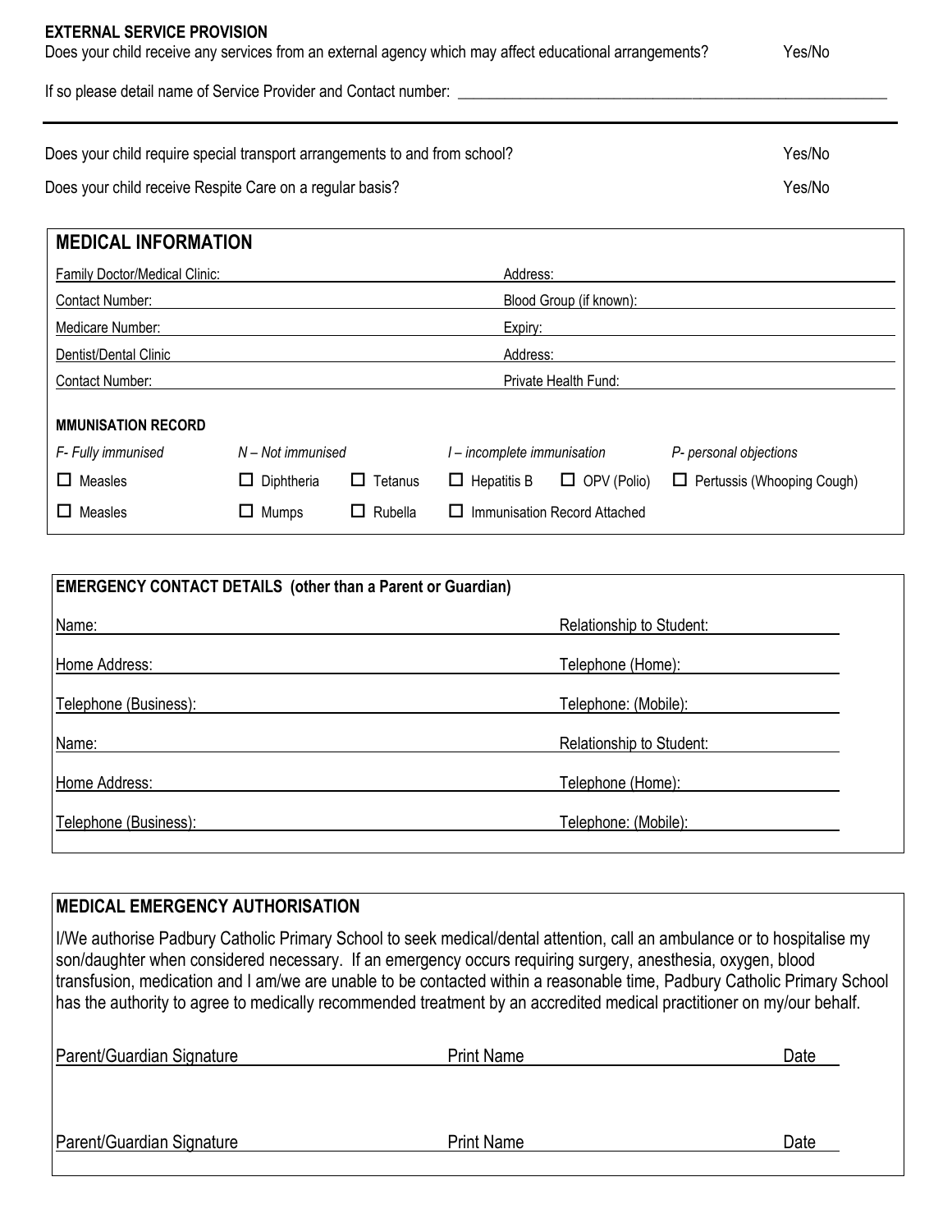**EXTERNAL SERVICE PROVISION**

Does your child receive any services from an external agency which may affect educational arrangements? Yes/No

If so please detail name of Service Provider and Contact number: ______________________________

---

Does your child require special transport arrangements to and from school? Yes/No

Does your child receive Respite Care on a regular basis? Yes/No

## MEDICAL INFORMATION

| | |
|---|---|
| Family Doctor/Medical Clinic: | Address: |
| Contact Number: | Blood Group (if known): |
| Medicare Number: | Expiry: |
| Dentist/Dental Clinic | Address: |
| Contact Number: | Private Health Fund: |

**MMUNISATION RECORD**

*F- Fully immunised* *N – Not immunised* *I – incomplete immunisation* *P- personal objections*

- ☐ Measles
- ☐ Diphtheria
- ☐ Tetanus
- ☐ Hepatitis B
- ☐ OPV (Polio)
- ☐ Pertussis (Whooping Cough)
- ☐ Measles
- ☐ Mumps
- ☐ Rubella
- ☐ Immunisation Record Attached

## EMERGENCY CONTACT DETAILS (other than a Parent or Guardian)

| | |
|---|---|
| Name: | Relationship to Student: |
| Home Address: | Telephone (Home): |
| Telephone (Business): | Telephone: (Mobile): |
| Name: | Relationship to Student: |
| Home Address: | Telephone (Home): |
| Telephone (Business): | Telephone: (Mobile): |

## MEDICAL EMERGENCY AUTHORISATION

I/We authorise Padbury Catholic Primary School to seek medical/dental attention, call an ambulance or to hospitalise my son/daughter when considered necessary. If an emergency occurs requiring surgery, anesthesia, oxygen, blood transfusion, medication and I am/we are unable to be contacted within a reasonable time, Padbury Catholic Primary School has the authority to agree to medically recommended treatment by an accredited medical practitioner on my/our behalf.

Parent/Guardian Signature ______________ Print Name ______________ Date ______

Parent/Guardian Signature ______________ Print Name ______________ Date ______